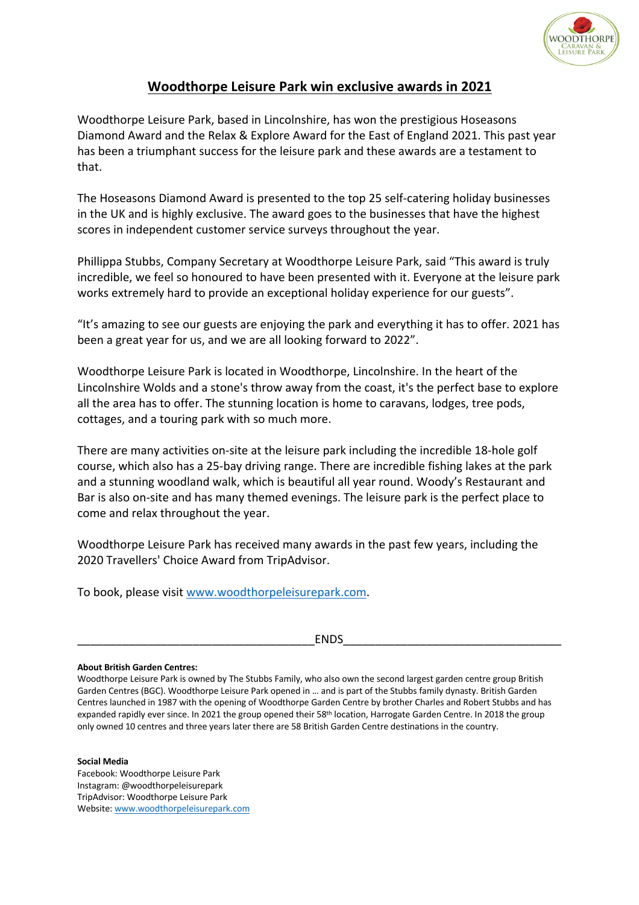# Woodthorpe Leisure Park win exclusive awards in 2021

Woodthorpe Leisure Park, based in Lincolnshire, has won the prestigious Hoseasons Diamond Award and the Relax & Explore Award for the East of England 2021. This past year has been a triumphant success for the leisure park and these awards are a testament to that.

The Hoseasons Diamond Award is presented to the top 25 self-catering holiday businesses in the UK and is highly exclusive. The award goes to the businesses that have the highest scores in independent customer service surveys throughout the year.

Phillippa Stubbs, Company Secretary at Woodthorpe Leisure Park, said "This award is truly incredible, we feel so honoured to have been presented with it. Everyone at the leisure park works extremely hard to provide an exceptional holiday experience for our guests".

"It's amazing to see our guests are enjoying the park and everything it has to offer. 2021 has been a great year for us, and we are all looking forward to 2022".

Woodthorpe Leisure Park is located in Woodthorpe, Lincolnshire. In the heart of the Lincolnshire Wolds and a stone's throw away from the coast, it's the perfect base to explore all the area has to offer. The stunning location is home to caravans, lodges, tree pods, cottages, and a touring park with so much more.

There are many activities on-site at the leisure park including the incredible 18-hole golf course, which also has a 25-bay driving range. There are incredible fishing lakes at the park and a stunning woodland walk, which is beautiful all year round. Woody's Restaurant and Bar is also on-site and has many themed evenings. The leisure park is the perfect place to come and relax throughout the year.

Woodthorpe Leisure Park has received many awards in the past few years, including the 2020 Travellers' Choice Award from TripAdvisor.

To book, please visit www.woodthorpeleisurepark.com.

____________________________________ENDS________________________________

**About British Garden Centres:**
Woodthorpe Leisure Park is owned by The Stubbs Family, who also own the second largest garden centre group British Garden Centres (BGC). Woodthorpe Leisure Park opened in … and is part of the Stubbs family dynasty. British Garden Centres launched in 1987 with the opening of Woodthorpe Garden Centre by brother Charles and Robert Stubbs and has expanded rapidly ever since. In 2021 the group opened their 58th location, Harrogate Garden Centre. In 2018 the group only owned 10 centres and three years later there are 58 British Garden Centre destinations in the country.

**Social Media**
Facebook: Woodthorpe Leisure Park
Instagram: @woodthorpeleisurepark
TripAdvisor: Woodthorpe Leisure Park
Website: www.woodthorpeleisurepark.com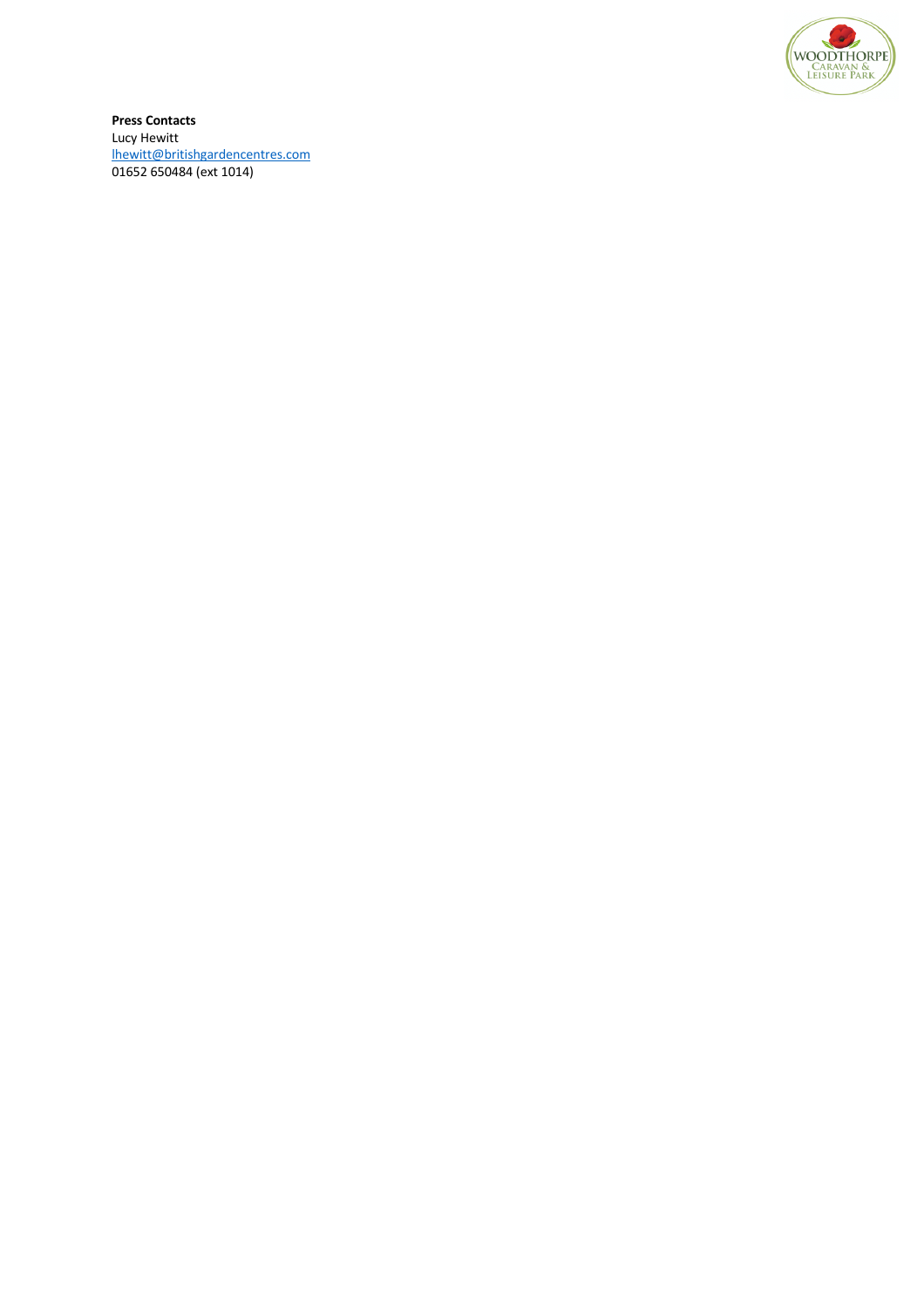**Press Contacts**
Lucy Hewitt
lhewitt@britishgardencentres.com
01652 650484 (ext 1014)